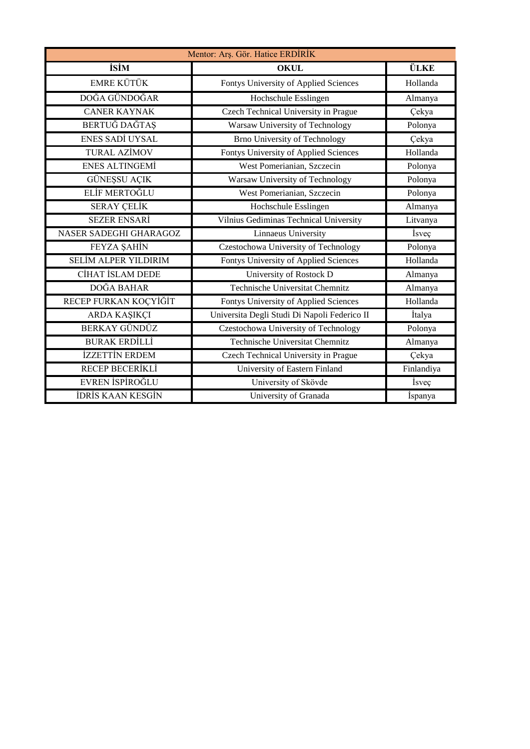| Mentor: Arş. Gör. Hatice ERDİRİK | | |
|---|---|---|
| **İSİM** | **OKUL** | **ÜLKE** |
| EMRE KÜTÜK | Fontys University of Applied Sciences | Hollanda |
| DOĞA GÜNDOĞAR | Hochschule Esslingen | Almanya |
| CANER KAYNAK | Czech Technical University in Prague | Çekya |
| BERTUĞ DAĞTAŞ | Warsaw University of Technology | Polonya |
| ENES SADİ UYSAL | Brno University of Technology | Çekya |
| TURAL AZİMOV | Fontys University of Applied Sciences | Hollanda |
| ENES ALTINGEMİ | West Pomerianian, Szczecin | Polonya |
| GÜNEŞSU AÇIK | Warsaw University of Technology | Polonya |
| ELİF MERTOĞLU | West Pomerianian, Szczecin | Polonya |
| SERAY ÇELİK | Hochschule Esslingen | Almanya |
| SEZER ENSARİ | Vilnius Gediminas Technical University | Litvanya |
| NASER SADEGHI GHARAGOZ | Linnaeus University | İsveç |
| FEYZA ŞAHİN | Czestochowa University of Technology | Polonya |
| SELİM ALPER YILDIRIM | Fontys University of Applied Sciences | Hollanda |
| CİHAT İSLAM DEDE | University of Rostock D | Almanya |
| DOĞA BAHAR | Technische Universitat Chemnitz | Almanya |
| RECEP FURKAN KOÇYİĞİT | Fontys University of Applied Sciences | Hollanda |
| ARDA KAŞIKÇI | Universita Degli Studi Di Napoli Federico II | İtalya |
| BERKAY GÜNDÜZ | Czestochowa University of Technology | Polonya |
| BURAK ERDİLLİ | Technische Universitat Chemnitz | Almanya |
| İZZETTİN ERDEM | Czech Technical University in Prague | Çekya |
| RECEP BECERİKLİ | University of Eastern Finland | Finlandiya |
| EVREN İSPİROĞLU | University of Skövde | İsveç |
| İDRİS KAAN KESGİN | University of Granada | İspanya |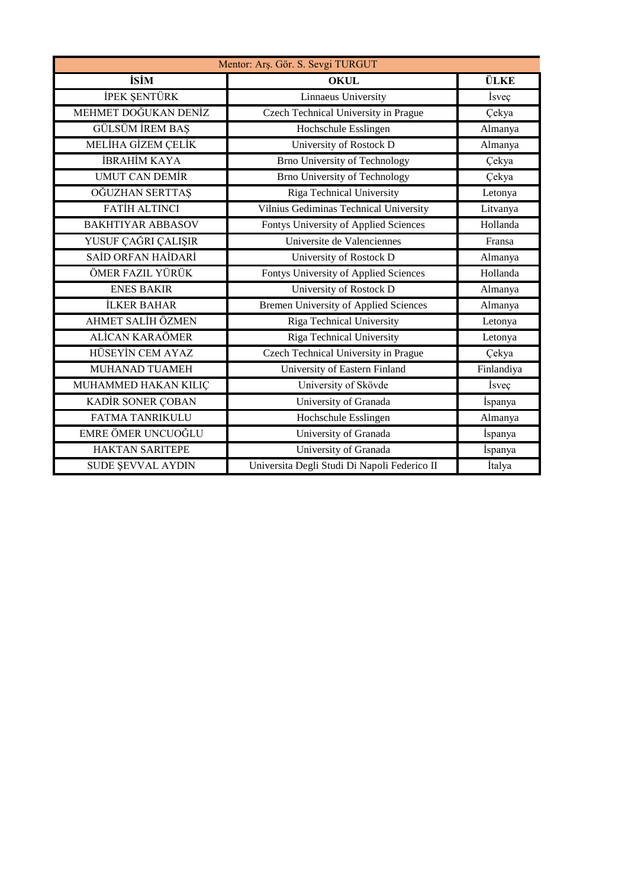| Mentor: Arş. Gör. S. Sevgi TURGUT | | |
|---|---|---|
| **İSİM** | **OKUL** | **ÜLKE** |
| İPEK ŞENTÜRK | Linnaeus University | İsveç |
| MEHMET DOĞUKAN DENİZ | Czech Technical University in Prague | Çekya |
| GÜLSÜM İREM BAŞ | Hochschule Esslingen | Almanya |
| MELİHA GİZEM ÇELİK | University of Rostock D | Almanya |
| İBRAHİM KAYA | Brno University of Technology | Çekya |
| UMUT CAN DEMİR | Brno University of Technology | Çekya |
| OĞUZHAN SERTTAŞ | Riga Technical University | Letonya |
| FATİH ALTINCI | Vilnius Gediminas Technical University | Litvanya |
| BAKHTIYAR ABBASOV | Fontys University of Applied Sciences | Hollanda |
| YUSUF ÇAĞRI ÇALIŞIR | Universite de Valenciennes | Fransa |
| SAİD ORFAN HAİDARİ | University of Rostock D | Almanya |
| ÖMER FAZIL YÜRÜK | Fontys University of Applied Sciences | Hollanda |
| ENES BAKIR | University of Rostock D | Almanya |
| İLKER BAHAR | Bremen University of Applied Sciences | Almanya |
| AHMET SALİH ÖZMEN | Riga Technical University | Letonya |
| ALİCAN KARAÖMER | Riga Technical University | Letonya |
| HÜSEYİN CEM AYAZ | Czech Technical University in Prague | Çekya |
| MUHANAD TUAMEH | University of Eastern Finland | Finlandiya |
| MUHAMMED HAKAN KILIÇ | University of Skövde | İsveç |
| KADİR SONER ÇOBAN | University of Granada | İspanya |
| FATMA TANRIKULU | Hochschule Esslingen | Almanya |
| EMRE ÖMER UNCUOĞLU | University of Granada | İspanya |
| HAKTAN SARITEPE | University of Granada | İspanya |
| SUDE ŞEVVAL AYDIN | Universita Degli Studi Di Napoli Federico II | İtalya |